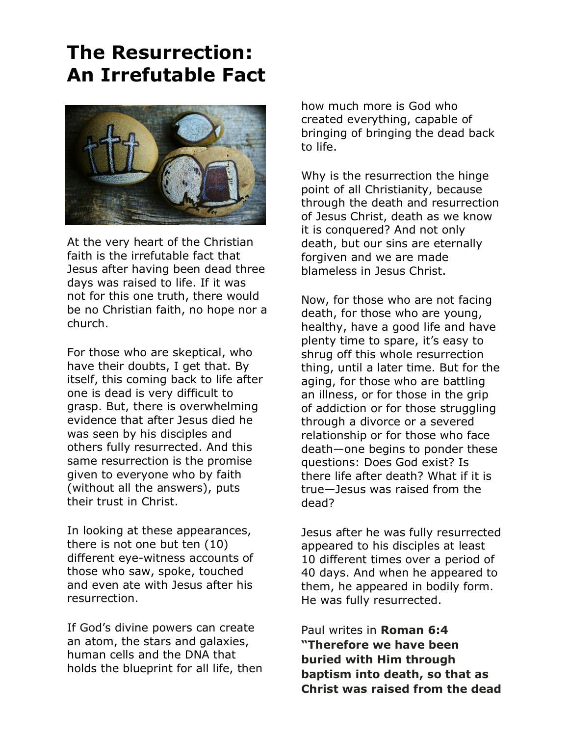# The Resurrection: An Irrefutable Fact

At the very heart of the Christian faith is the irrefutable fact that Jesus after having been dead three days was raised to life. If it was not for this one truth, there would be no Christian faith, no hope nor a church.

For those who are skeptical, who have their doubts, I get that. By itself, this coming back to life after one is dead is very difficult to grasp. But, there is overwhelming evidence that after Jesus died he was seen by his disciples and others fully resurrected. And this same resurrection is the promise given to everyone who by faith (without all the answers), puts their trust in Christ.

In looking at these appearances, there is not one but ten (10) different eye-witness accounts of those who saw, spoke, touched and even ate with Jesus after his resurrection.

If God's divine powers can create an atom, the stars and galaxies, human cells and the DNA that holds the blueprint for all life, then how much more is God who created everything, capable of bringing of bringing the dead back to life.

Why is the resurrection the hinge point of all Christianity, because through the death and resurrection of Jesus Christ, death as we know it is conquered? And not only death, but our sins are eternally forgiven and we are made blameless in Jesus Christ.

Now, for those who are not facing death, for those who are young, healthy, have a good life and have plenty time to spare, it's easy to shrug off this whole resurrection thing, until a later time. But for the aging, for those who are battling an illness, or for those in the grip of addiction or for those struggling through a divorce or a severed relationship or for those who face death—one begins to ponder these questions: Does God exist? Is there life after death? What if it is true—Jesus was raised from the dead?

Jesus after he was fully resurrected appeared to his disciples at least 10 different times over a period of 40 days. And when he appeared to them, he appeared in bodily form. He was fully resurrected.

Paul writes in **Roman 6:4 "Therefore we have been buried with Him through baptism into death, so that as Christ was raised from the dead**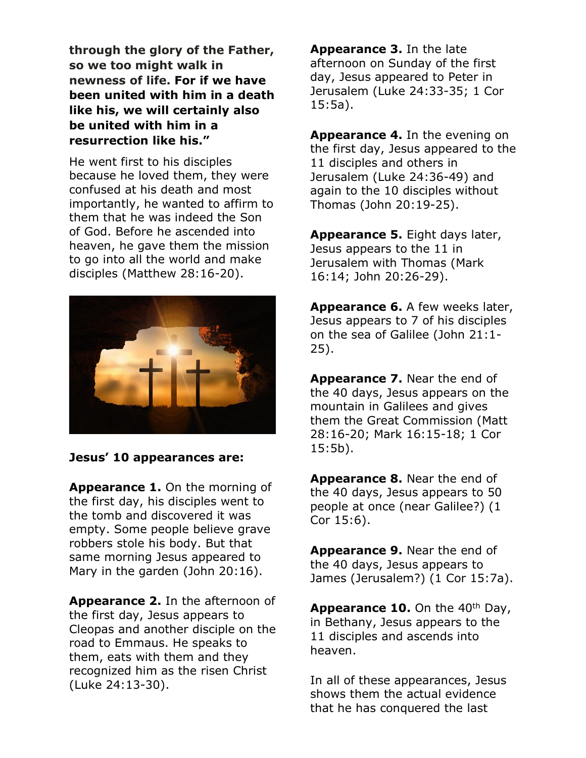**through the glory of the Father, so we too might walk in newness of life. For if we have been united with him in a death like his, we will certainly also be united with him in a resurrection like his."**

He went first to his disciples because he loved them, they were confused at his death and most importantly, he wanted to affirm to them that he was indeed the Son of God. Before he ascended into heaven, he gave them the mission to go into all the world and make disciples (Matthew 28:16-20).

**Jesus' 10 appearances are:**

**Appearance 1.** On the morning of the first day, his disciples went to the tomb and discovered it was empty. Some people believe grave robbers stole his body. But that same morning Jesus appeared to Mary in the garden (John 20:16).

**Appearance 2.** In the afternoon of the first day, Jesus appears to Cleopas and another disciple on the road to Emmaus. He speaks to them, eats with them and they recognized him as the risen Christ (Luke 24:13-30).

**Appearance 3.** In the late afternoon on Sunday of the first day, Jesus appeared to Peter in Jerusalem (Luke 24:33-35; 1 Cor 15:5a).

**Appearance 4.** In the evening on the first day, Jesus appeared to the 11 disciples and others in Jerusalem (Luke 24:36-49) and again to the 10 disciples without Thomas (John 20:19-25).

**Appearance 5.** Eight days later, Jesus appears to the 11 in Jerusalem with Thomas (Mark 16:14; John 20:26-29).

**Appearance 6.** A few weeks later, Jesus appears to 7 of his disciples on the sea of Galilee (John 21:1-25).

**Appearance 7.** Near the end of the 40 days, Jesus appears on the mountain in Galilees and gives them the Great Commission (Matt 28:16-20; Mark 16:15-18; 1 Cor 15:5b).

**Appearance 8.** Near the end of the 40 days, Jesus appears to 50 people at once (near Galilee?) (1 Cor 15:6).

**Appearance 9.** Near the end of the 40 days, Jesus appears to James (Jerusalem?) (1 Cor 15:7a).

**Appearance 10.** On the 40th Day, in Bethany, Jesus appears to the 11 disciples and ascends into heaven.

In all of these appearances, Jesus shows them the actual evidence that he has conquered the last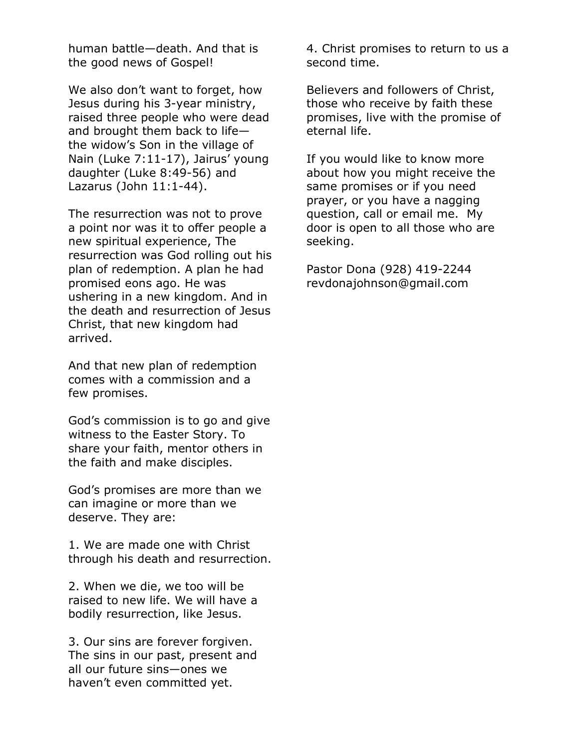human battle—death. And that is the good news of Gospel!

We also don't want to forget, how Jesus during his 3-year ministry, raised three people who were dead and brought them back to life—the widow's Son in the village of Nain (Luke 7:11-17), Jairus' young daughter (Luke 8:49-56) and Lazarus (John 11:1-44).

The resurrection was not to prove a point nor was it to offer people a new spiritual experience, The resurrection was God rolling out his plan of redemption. A plan he had promised eons ago. He was ushering in a new kingdom. And in the death and resurrection of Jesus Christ, that new kingdom had arrived.

And that new plan of redemption comes with a commission and a few promises.

God's commission is to go and give witness to the Easter Story. To share your faith, mentor others in the faith and make disciples.

God's promises are more than we can imagine or more than we deserve. They are:

1. We are made one with Christ through his death and resurrection.

2. When we die, we too will be raised to new life. We will have a bodily resurrection, like Jesus.

3. Our sins are forever forgiven. The sins in our past, present and all our future sins—ones we haven't even committed yet.

4. Christ promises to return to us a second time.

Believers and followers of Christ, those who receive by faith these promises, live with the promise of eternal life.

If you would like to know more about how you might receive the same promises or if you need prayer, or you have a nagging question, call or email me. My door is open to all those who are seeking.

Pastor Dona (928) 419-2244
revdonajohnson@gmail.com